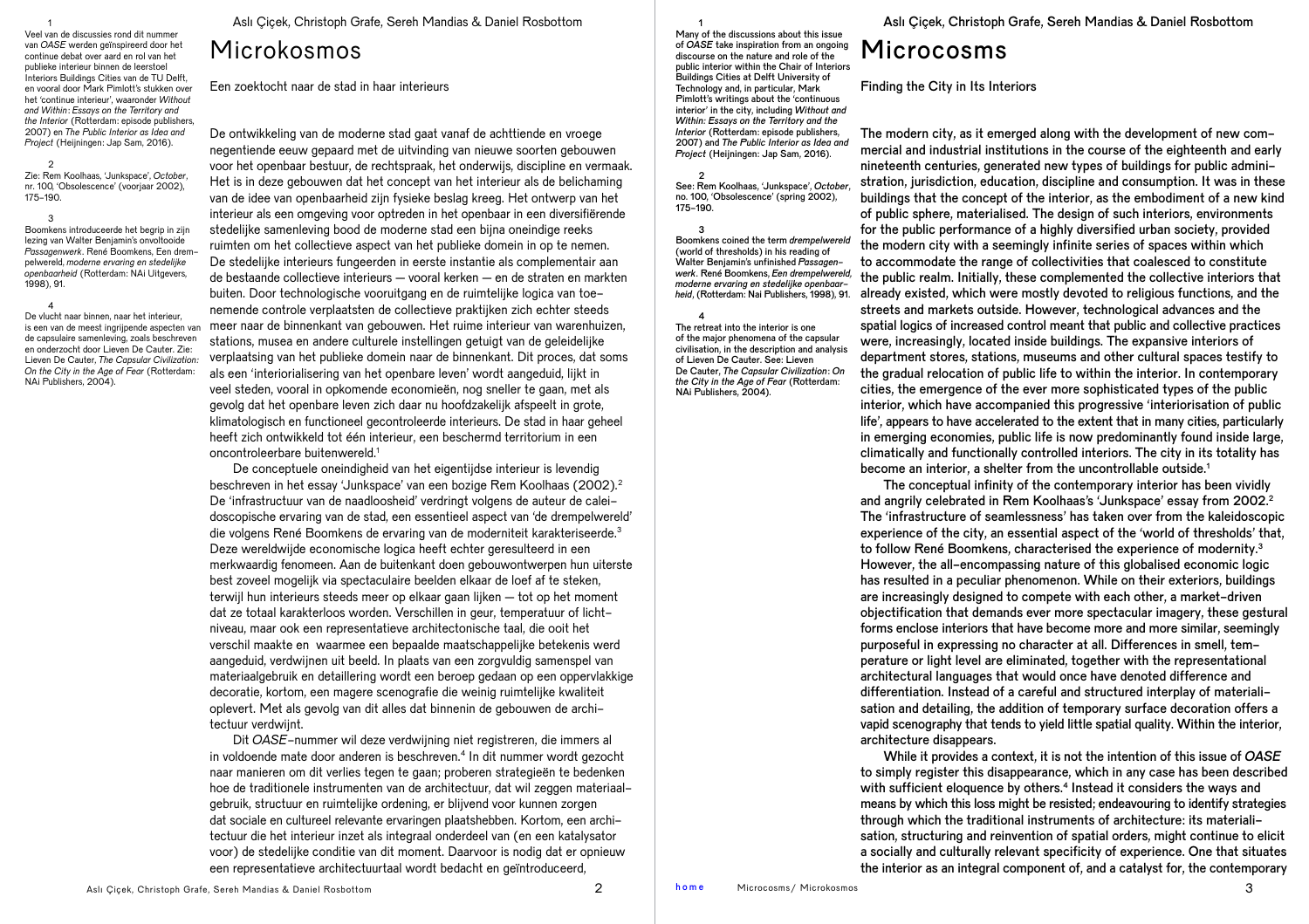# Microkosmos

Een zoektocht naar de stad in haar interieurs

De ontwikkeling van de moderne stad gaat vanaf de achttiende en vroege negentiende eeuw gepaard met de uitvinding van nieuwe soorten gebouwen voor het openbaar bestuur, de rechtspraak, het onderwijs, discipline en vermaak. Het is in deze gebouwen dat het concept van het interieur als de belichaming van de idee van openbaarheid zijn fysieke beslag kreeg. Het ontwerp van het interieur als een omgeving voor optreden in het openbaar in een diversifiërende stedelijke samenleving bood de moderne stad een bijna oneindige reeks ruimten om het collectieve aspect van het publieke domein in op te nemen. De stedelijke interieurs fungeerden in eerste instantie als complementair aan de bestaande collectieve interieurs — vooral kerken — en de straten en markten buiten. Door technologische vooruitgang en de ruimtelijke logica van toenemende controle verplaatsten de collectieve praktijken zich echter steeds meer naar de binnenkant van gebouwen. Het ruime interieur van warenhuizen, stations, musea en andere culturele instellingen getuigt van de geleidelijke verplaatsing van het publieke domein naar de binnenkant. Dit proces, dat soms als een 'interiorialisering van het openbare leven' wordt aangeduid, lijkt in veel steden, vooral in opkomende economieën, nog sneller te gaan, met als gevolg dat het openbare leven zich daar nu hoofdzakelijk afspeelt in grote, klimatologisch en functioneel gecontroleerde interieurs. De stad in haar geheel heeft zich ontwikkeld tot één interieur, een beschermd territorium in een oncontroleerbare buitenwereld.[1]

De conceptuele oneindigheid van het eigentijdse interieur is levendig beschreven in het essay 'Junkspace' van een bozige Rem Koolhaas (2002).[2] De 'infrastructuur van de naadloosheid' verdringt volgens de auteur de caleidoscopische ervaring van de stad, een essentieel aspect van 'de drempelwereld' die volgens René Boomkens de ervaring van de moderniteit karakteriseerde.[3] Deze wereldwijde economische logica heeft echter geresulteerd in een merkwaardig fenomeen. Aan de buitenkant doen gebouwontwerpen hun uiterste best zoveel mogelijk via spectaculaire beelden elkaar de loef af te steken, terwijl hun interieurs steeds meer op elkaar gaan lijken — tot op het moment dat ze totaal karakterloos worden. Verschillen in geur, temperatuur of lichtniveau, maar ook een representatieve architectonische taal, die ooit het verschil maakte en waarmee een bepaalde maatschappelijke betekenis werd aangeduid, verdwijnen uit beeld. In plaats van een zorgvuldig samenspel van materiaalgebruik en detaillering wordt een beroep gedaan op een oppervlakkige decoratie, kortom, een magere scenografie die weinig ruimtelijke kwaliteit oplevert. Met als gevolg van dit alles dat binnenin de gebouwen de architectuur verdwijnt.

Dit *OASE*-nummer wil deze verdwijning niet registreren, die immers al in voldoende mate door anderen is beschreven.[4] In dit nummer wordt gezocht naar manieren om dit verlies tegen te gaan; proberen strategieën te bedenken hoe de traditionele instrumenten van de architectuur, dat wil zeggen materiaalgebruik, structuur en ruimtelijke ordening, er blijvend voor kunnen zorgen dat sociale en cultureel relevante ervaringen plaatshebben. Kortom, een architectuur die het interieur inzet als integraal onderdeel van (en een katalysator voor) de stedelijke conditie van dit moment. Daarvoor is nodig dat er opnieuw een representatieve architectuurtaal wordt bedacht en geïntroduceerd,

1 Veel van de discussies rond dit nummer van *OASE* werden geïnspireerd door het continue debat over aard en rol van het publieke interieur binnen de leerstoel Interiors Buildings Cities van de TU Delft, en vooral door Mark Pimlott's stukken over het 'continue interieur', waaronder *Without and Within: Essays on the Territory and the Interior* (Rotterdam: episode publishers, 2007) en *The Public Interior as Idea and Project* (Heijningen: Jap Sam, 2016).

2 Zie: Rem Koolhaas, 'Junkspace', *October*, nr. 100, 'Obsolescence' (voorjaar 2002), 175–190.

3 Boomkens introduceerde het begrip in zijn lezing van Walter Benjamin's onvoltooide *Passagenwerk*. René Boomkens, Een drempelwereld, *moderne ervaring en stedelijke openbaarheid* (Rotterdam: NAi Uitgevers, 1998), 91.

4 De vlucht naar binnen, naar het interieur, is een van de meest ingrijpende aspecten van de capsulaire samenleving, zoals beschreven en onderzocht door Lieven De Cauter. Zie: Lieven De Cauter, *The Capsular Civilization: On the City in the Age of Fear* (Rotterdam: NAi Publishers, 2004).

# Microcosms

Finding the City in Its Interiors

The modern city, as it emerged along with the development of new commercial and industrial institutions in the course of the eighteenth and early nineteenth centuries, generated new types of buildings for public administration, jurisdiction, education, discipline and consumption. It was in these buildings that the concept of the interior, as the embodiment of a new kind of public sphere, materialised. The design of such interiors, environments for the public performance of a highly diversified urban society, provided the modern city with a seemingly infinite series of spaces within which to accommodate the range of collectivities that coalesced to constitute the public realm. Initially, these complemented the collective interiors that already existed, which were mostly devoted to religious functions, and the streets and markets outside. However, technological advances and the spatial logics of increased control meant that public and collective practices were, increasingly, located inside buildings. The expansive interiors of department stores, stations, museums and other cultural spaces testify to the gradual relocation of public life to within the interior. In contemporary cities, the emergence of the ever more sophisticated types of the public interior, which have accompanied this progressive 'interiorisation of public life', appears to have accelerated to the extent that in many cities, particularly in emerging economies, public life is now predominantly found inside large, climatically and functionally controlled interiors. The city in its totality has become an interior, a shelter from the uncontrollable outside.[1]

The conceptual infinity of the contemporary interior has been vividly and angrily celebrated in Rem Koolhaas's 'Junkspace' essay from 2002.[2] The 'infrastructure of seamlessness' has taken over from the kaleidoscopic experience of the city, an essential aspect of the 'world of thresholds' that, to follow René Boomkens, characterised the experience of modernity.[3] However, the all-encompassing nature of this globalised economic logic has resulted in a peculiar phenomenon. While on their exteriors, buildings are increasingly designed to compete with each other, a market-driven objectification that demands ever more spectacular imagery, these gestural forms enclose interiors that have become more and more similar, seemingly purposeful in expressing no character at all. Differences in smell, temperature or light level are eliminated, together with the representational architectural languages that would once have denoted difference and differentiation. Instead of a careful and structured interplay of materialisation and detailing, the addition of temporary surface decoration offers a vapid scenography that tends to yield little spatial quality. Within the interior, architecture disappears.

While it provides a context, it is not the intention of this issue of *OASE* to simply register this disappearance, which in any case has been described with sufficient eloquence by others.[4] Instead it considers the ways and means by which this loss might be resisted; endeavouring to identify strategies through which the traditional instruments of architecture: its materialisation, structuring and reinvention of spatial orders, might continue to elicit a socially and culturally relevant specificity of experience. One that situates the interior as an integral component of, and a catalyst for, the contemporary

1 Many of the discussions about this issue of *OASE* take inspiration from an ongoing discourse on the nature and role of the public interior within the Chair of Interiors Buildings Cities at Delft University of Technology and, in particular, Mark Pimlott's writings about the 'continuous interior' in the city, including *Without and Within: Essays on the Territory and the Interior* (Rotterdam: episode publishers, 2007) and *The Public Interior as Idea and Project* (Heijningen: Jap Sam, 2016).

2 See: Rem Koolhaas, 'Junkspace', *October*, no. 100, 'Obsolescence' (spring 2002), 175–190.

3 Boomkens coined the term *drempelwereld* (world of thresholds) in his reading of Walter Benjamin's unfinished *Passagenwerk*. René Boomkens, *Een drempelwereld, moderne ervaring en stedelijke openbaarheid*, (Rotterdam: Nai Publishers, 1998), 91.

4 The retreat into the interior is one of the major phenomena of the capsular civilisation, in the description and analysis of Lieven De Cauter. See: Lieven De Cauter, *The Capsular Civilization: On the City in the Age of Fear* (Rotterdam: NAi Publishers, 2004).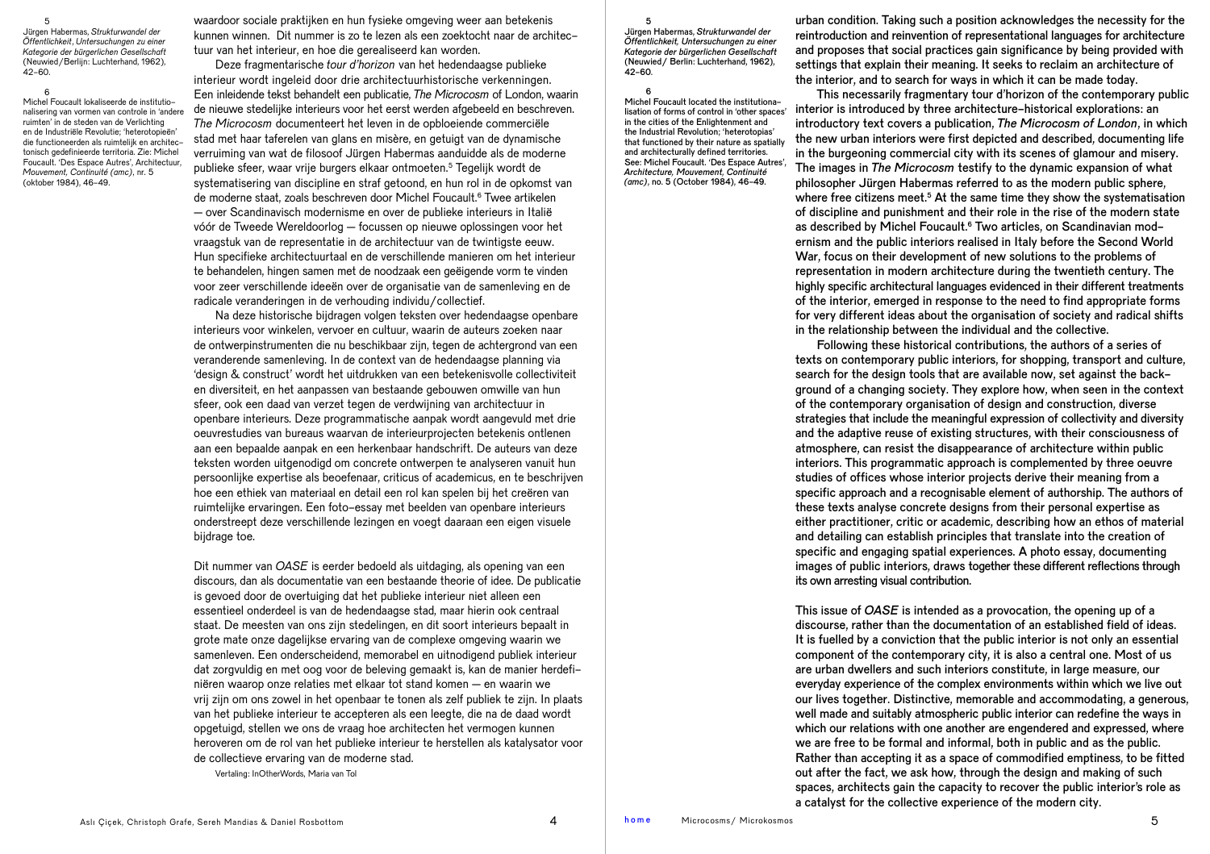waardoor sociale praktijken en hun fysieke omgeving weer aan betekenis kunnen winnen. Dit nummer is zo te lezen als een zoektocht naar de architectuur van het interieur, en hoe die gerealiseerd kan worden.

Deze fragmentarische *tour d'horizon* van het hedendaagse publieke interieur wordt ingeleid door drie architectuurhistorische verkenningen. Een inleidende tekst behandelt een publicatie, *The Microcosm* of London, waarin de nieuwe stedelijke interieurs voor het eerst werden afgebeeld en beschreven. *The Microcosm* documenteert het leven in de opbloeiende commerciële stad met haar taferelen van glans en misère, en getuigt van de dynamische verruiming van wat de filosoof Jürgen Habermas aanduidde als de moderne publieke sfeer, waar vrije burgers elkaar ontmoeten.[5] Tegelijk wordt de systematisering van discipline en straf getoond, en hun rol in de opkomst van de moderne staat, zoals beschreven door Michel Foucault.[6] Twee artikelen — over Scandinavisch modernisme en over de publieke interieurs in Italië vóór de Tweede Wereldoorlog — focussen op nieuwe oplossingen voor het vraagstuk van de representatie in de architectuur van de twintigste eeuw. Hun specifieke architectuurtaal en de verschillende manieren om het interieur te behandelen, hingen samen met de noodzaak een geëigende vorm te vinden voor zeer verschillende ideeën over de organisatie van de samenleving en de radicale veranderingen in de verhouding individu/collectief.

Na deze historische bijdragen volgen teksten over hedendaagse openbare interieurs voor winkelen, vervoer en cultuur, waarin de auteurs zoeken naar de ontwerpinstrumenten die nu beschikbaar zijn, tegen de achtergrond van een veranderende samenleving. In de context van de hedendaagse planning via 'design & construct' wordt het uitdrukken van een betekenisvolle collectiviteit en diversiteit, en het aanpassen van bestaande gebouwen omwille van hun sfeer, ook een daad van verzet tegen de verdwijning van architectuur in openbare interieurs. Deze programmatische aanpak wordt aangevuld met drie oeuvrestudies van bureaus waarvan de interieurprojecten betekenis ontlenen aan een bepaalde aanpak en een herkenbaar handschrift. De auteurs van deze teksten worden uitgenodigd om concrete ontwerpen te analyseren vanuit hun persoonlijke expertise als beoefenaar, criticus of academicus, en te beschrijven hoe een ethiek van materiaal en detail een rol kan spelen bij het creëren van ruimtelijke ervaringen. Een foto-essay met beelden van openbare interieurs onderstreept deze verschillende lezingen en voegt daaraan een eigen visuele bijdrage toe.

Dit nummer van *OASE* is eerder bedoeld als uitdaging, als opening van een discours, dan als documentatie van een bestaande theorie of idee. De publicatie is gevoed door de overtuiging dat het publieke interieur niet alleen een essentieel onderdeel is van de hedendaagse stad, maar hierin ook centraal staat. De meesten van ons zijn stedelingen, en dit soort interieurs bepaalt in grote mate onze dagelijkse ervaring van de complexe omgeving waarin we samenleven. Een onderscheidend, memorabel en uitnodigend publiek interieur dat zorgvuldig en met oog voor de beleving gemaakt is, kan de manier herdefiniëren waarop onze relaties met elkaar tot stand komen — en waarin we vrij zijn om ons zowel in het openbaar te tonen als zelf publiek te zijn. In plaats van het publieke interieur te accepteren als een leegte, die na de daad wordt opgetuigd, stellen we ons de vraag hoe architecten het vermogen kunnen heroveren om de rol van het publieke interieur te herstellen als katalysator voor de collectieve ervaring van de moderne stad.

Vertaling: InOtherWords, Maria van Tol

5
Jürgen Habermas, *Strukturwandel der Öffentlichkeit*, *Untersuchungen zu einer Kategorie der bürgerlichen Gesellschaft* (Neuwied/Berlijn: Luchterhand, 1962), 42–60.

6
Michel Foucault lokaliseerde de institutionalisering van vormen van controle in 'andere ruimten' in de steden van de Verlichting en de Industriële Revolutie; 'heterotopieën' die functioneerden als ruimtelijk en architectonisch gedefinieerde territoria. Zie: Michel Foucault. 'Des Espace Autres', Architectuur, *Mouvement, Continuité (amc)*, nr. 5 (oktober 1984), 46–49.

urban condition. Taking such a position acknowledges the necessity for the reintroduction and reinvention of representational languages for architecture and proposes that social practices gain significance by being provided with settings that explain their meaning. It seeks to reclaim an architecture of the interior, and to search for ways in which it can be made today.

This necessarily fragmentary tour d'horizon of the contemporary public interior is introduced by three architecture-historical explorations: an introductory text covers a publication, *The Microcosm of London*, in which the new urban interiors were first depicted and described, documenting life in the burgeoning commercial city with its scenes of glamour and misery. The images in *The Microcosm* testify to the dynamic expansion of what philosopher Jürgen Habermas referred to as the modern public sphere, where free citizens meet.[5] At the same time they show the systematisation of discipline and punishment and their role in the rise of the modern state as described by Michel Foucault.[6] Two articles, on Scandinavian modernism and the public interiors realised in Italy before the Second World War, focus on their development of new solutions to the problems of representation in modern architecture during the twentieth century. The highly specific architectural languages evidenced in their different treatments of the interior, emerged in response to the need to find appropriate forms for very different ideas about the organisation of society and radical shifts in the relationship between the individual and the collective.

Following these historical contributions, the authors of a series of texts on contemporary public interiors, for shopping, transport and culture, search for the design tools that are available now, set against the background of a changing society. They explore how, when seen in the context of the contemporary organisation of design and construction, diverse strategies that include the meaningful expression of collectivity and diversity and the adaptive reuse of existing structures, with their consciousness of atmosphere, can resist the disappearance of architecture within public interiors. This programmatic approach is complemented by three oeuvre studies of offices whose interior projects derive their meaning from a specific approach and a recognisable element of authorship. The authors of these texts analyse concrete designs from their personal expertise as either practitioner, critic or academic, describing how an ethos of material and detailing can establish principles that translate into the creation of specific and engaging spatial experiences. A photo essay, documenting images of public interiors, draws together these different reflections through its own arresting visual contribution.

This issue of *OASE* is intended as a provocation, the opening up of a discourse, rather than the documentation of an established field of ideas. It is fuelled by a conviction that the public interior is not only an essential component of the contemporary city, it is also a central one. Most of us are urban dwellers and such interiors constitute, in large measure, our everyday experience of the complex environments within which we live out our lives together. Distinctive, memorable and accommodating, a generous, well made and suitably atmospheric public interior can redefine the ways in which our relations with one another are engendered and expressed, where we are free to be formal and informal, both in public and as the public. Rather than accepting it as a space of commodified emptiness, to be fitted out after the fact, we ask how, through the design and making of such spaces, architects gain the capacity to recover the public interior's role as a catalyst for the collective experience of the modern city.

5
Jürgen Habermas, *Strukturwandel der Öffentlichkeit, Untersuchungen zu einer Kategorie der bürgerlichen Gesellschaft* (Neuwied/ Berlin: Luchterhand, 1962), 42–60.

6
Michel Foucault located the institutionalisation of forms of control in 'other spaces' in the cities of the Enlightenment and the Industrial Revolution; 'heterotopias' that functioned by their nature as spatially and architecturally defined territories. See: Michel Foucault. 'Des Espace Autres', *Architecture, Mouvement, Continuité (amc)*, no. 5 (October 1984), 46–49.